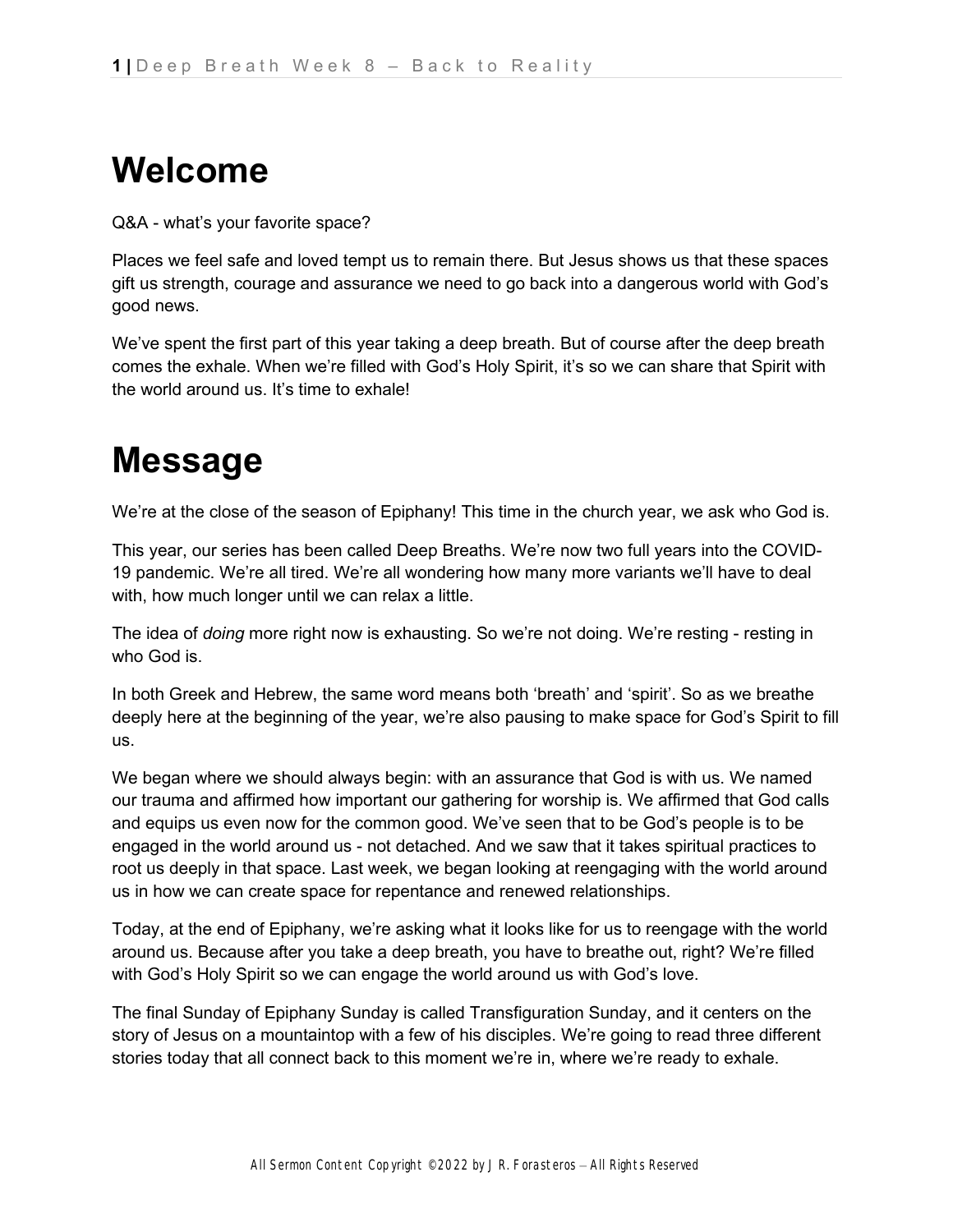# Welcome

Q&A - what's your favorite space?

Places we feel safe and loved tempt us to remain there. But Jesus shows us that these spaces gift us strength, courage and assurance we need to go back into a dangerous world with God's good news.

We've spent the first part of this year taking a deep breath. But of course after the deep breath comes the exhale. When we're filled with God's Holy Spirit, it's so we can share that Spirit with the world around us. It's time to exhale!

# Message

We're at the close of the season of Epiphany! This time in the church year, we ask who God is.

This year, our series has been called Deep Breaths. We're now two full years into the COVID-19 pandemic. We're all tired. We're all wondering how many more variants we'll have to deal with, how much longer until we can relax a little.

The idea of *doing* more right now is exhausting. So we're not doing. We're resting - resting in who God is.

In both Greek and Hebrew, the same word means both 'breath' and 'spirit'. So as we breathe deeply here at the beginning of the year, we're also pausing to make space for God's Spirit to fill us.

We began where we should always begin: with an assurance that God is with us. We named our trauma and affirmed how important our gathering for worship is. We affirmed that God calls and equips us even now for the common good. We've seen that to be God's people is to be engaged in the world around us - not detached. And we saw that it takes spiritual practices to root us deeply in that space. Last week, we began looking at reengaging with the world around us in how we can create space for repentance and renewed relationships.

Today, at the end of Epiphany, we're asking what it looks like for us to reengage with the world around us. Because after you take a deep breath, you have to breathe out, right? We're filled with God's Holy Spirit so we can engage the world around us with God's love.

The final Sunday of Epiphany Sunday is called Transfiguration Sunday, and it centers on the story of Jesus on a mountaintop with a few of his disciples. We're going to read three different stories today that all connect back to this moment we're in, where we're ready to exhale.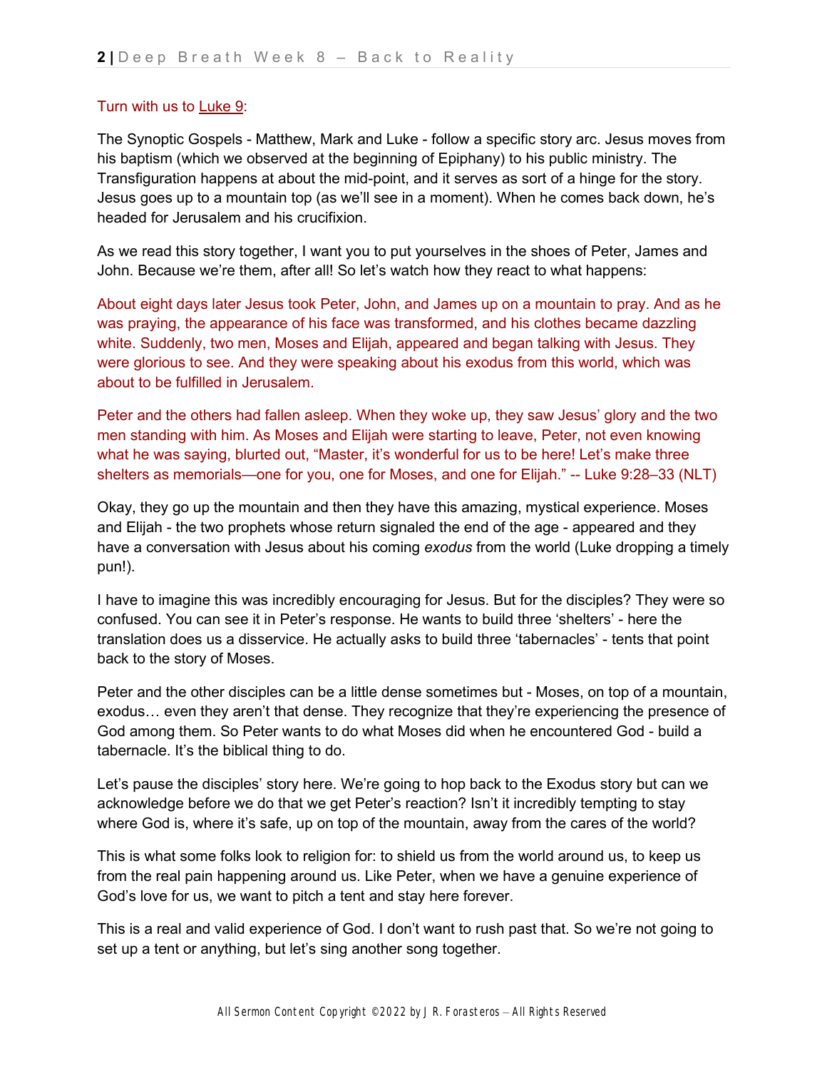Turn with us to Luke 9:

The Synoptic Gospels - Matthew, Mark and Luke - follow a specific story arc. Jesus moves from his baptism (which we observed at the beginning of Epiphany) to his public ministry. The Transfiguration happens at about the mid-point, and it serves as sort of a hinge for the story. Jesus goes up to a mountain top (as we'll see in a moment). When he comes back down, he's headed for Jerusalem and his crucifixion.

As we read this story together, I want you to put yourselves in the shoes of Peter, James and John. Because we're them, after all! So let's watch how they react to what happens:

About eight days later Jesus took Peter, John, and James up on a mountain to pray. And as he was praying, the appearance of his face was transformed, and his clothes became dazzling white. Suddenly, two men, Moses and Elijah, appeared and began talking with Jesus. They were glorious to see. And they were speaking about his exodus from this world, which was about to be fulfilled in Jerusalem.

Peter and the others had fallen asleep. When they woke up, they saw Jesus' glory and the two men standing with him. As Moses and Elijah were starting to leave, Peter, not even knowing what he was saying, blurted out, "Master, it's wonderful for us to be here! Let's make three shelters as memorials—one for you, one for Moses, and one for Elijah." -- Luke 9:28–33 (NLT)

Okay, they go up the mountain and then they have this amazing, mystical experience. Moses and Elijah - the two prophets whose return signaled the end of the age - appeared and they have a conversation with Jesus about his coming *exodus* from the world (Luke dropping a timely pun!).

I have to imagine this was incredibly encouraging for Jesus. But for the disciples? They were so confused. You can see it in Peter's response. He wants to build three 'shelters' - here the translation does us a disservice. He actually asks to build three 'tabernacles' - tents that point back to the story of Moses.

Peter and the other disciples can be a little dense sometimes but - Moses, on top of a mountain, exodus… even they aren't that dense. They recognize that they're experiencing the presence of God among them. So Peter wants to do what Moses did when he encountered God - build a tabernacle. It's the biblical thing to do.

Let's pause the disciples' story here. We're going to hop back to the Exodus story but can we acknowledge before we do that we get Peter's reaction? Isn't it incredibly tempting to stay where God is, where it's safe, up on top of the mountain, away from the cares of the world?

This is what some folks look to religion for: to shield us from the world around us, to keep us from the real pain happening around us. Like Peter, when we have a genuine experience of God's love for us, we want to pitch a tent and stay here forever.

This is a real and valid experience of God. I don't want to rush past that. So we're not going to set up a tent or anything, but let's sing another song together.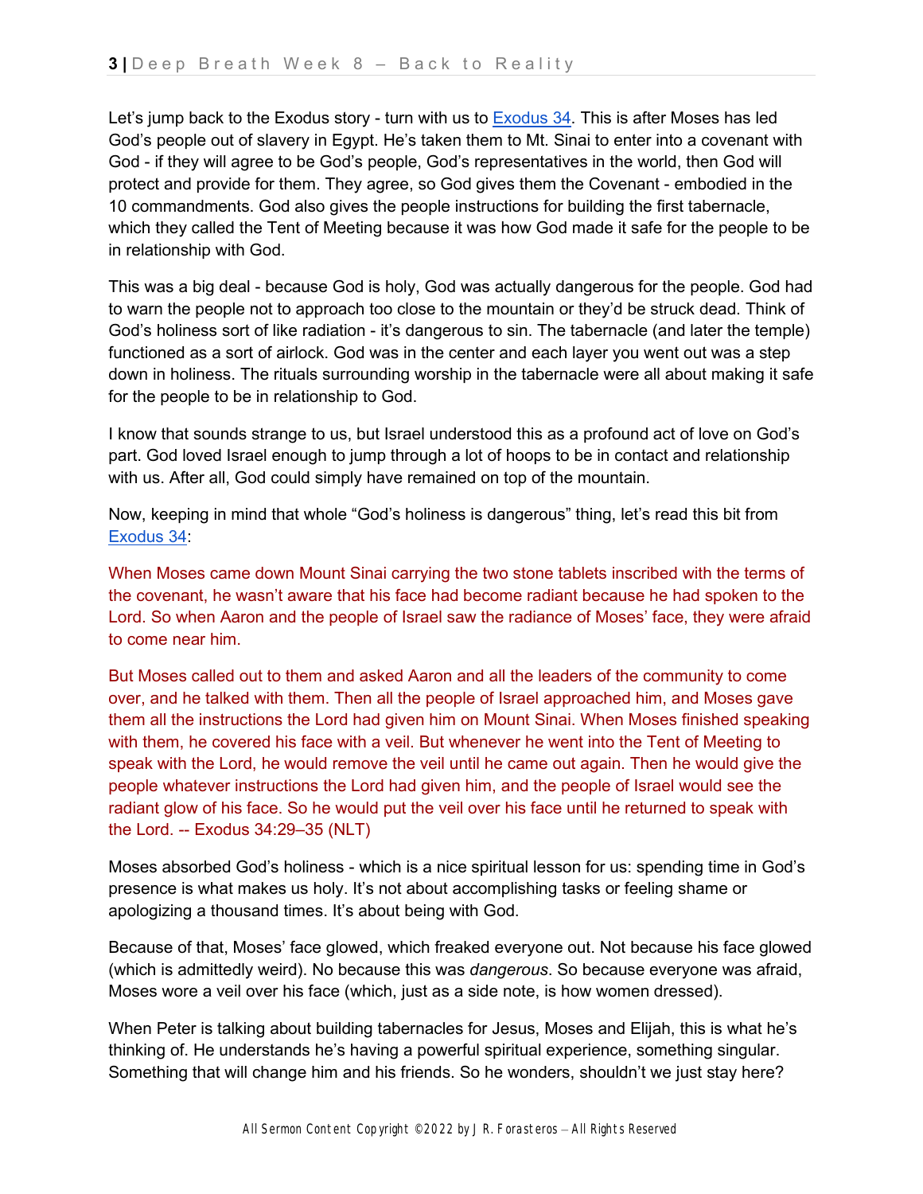Let's jump back to the Exodus story - turn with us to [Exodus 34](). This is after Moses has led God's people out of slavery in Egypt. He's taken them to Mt. Sinai to enter into a covenant with God - if they will agree to be God's people, God's representatives in the world, then God will protect and provide for them. They agree, so God gives them the Covenant - embodied in the 10 commandments. God also gives the people instructions for building the first tabernacle, which they called the Tent of Meeting because it was how God made it safe for the people to be in relationship with God.

This was a big deal - because God is holy, God was actually dangerous for the people. God had to warn the people not to approach too close to the mountain or they'd be struck dead. Think of God's holiness sort of like radiation - it's dangerous to sin. The tabernacle (and later the temple) functioned as a sort of airlock. God was in the center and each layer you went out was a step down in holiness. The rituals surrounding worship in the tabernacle were all about making it safe for the people to be in relationship to God.

I know that sounds strange to us, but Israel understood this as a profound act of love on God's part. God loved Israel enough to jump through a lot of hoops to be in contact and relationship with us. After all, God could simply have remained on top of the mountain.

Now, keeping in mind that whole "God's holiness is dangerous" thing, let's read this bit from [Exodus 34]():

When Moses came down Mount Sinai carrying the two stone tablets inscribed with the terms of the covenant, he wasn't aware that his face had become radiant because he had spoken to the Lord. So when Aaron and the people of Israel saw the radiance of Moses' face, they were afraid to come near him.

But Moses called out to them and asked Aaron and all the leaders of the community to come over, and he talked with them. Then all the people of Israel approached him, and Moses gave them all the instructions the Lord had given him on Mount Sinai. When Moses finished speaking with them, he covered his face with a veil. But whenever he went into the Tent of Meeting to speak with the Lord, he would remove the veil until he came out again. Then he would give the people whatever instructions the Lord had given him, and the people of Israel would see the radiant glow of his face. So he would put the veil over his face until he returned to speak with the Lord. -- Exodus 34:29–35 (NLT)

Moses absorbed God's holiness - which is a nice spiritual lesson for us: spending time in God's presence is what makes us holy. It's not about accomplishing tasks or feeling shame or apologizing a thousand times. It's about being with God.

Because of that, Moses' face glowed, which freaked everyone out. Not because his face glowed (which is admittedly weird). No because this was *dangerous*. So because everyone was afraid, Moses wore a veil over his face (which, just as a side note, is how women dressed).

When Peter is talking about building tabernacles for Jesus, Moses and Elijah, this is what he's thinking of. He understands he's having a powerful spiritual experience, something singular. Something that will change him and his friends. So he wonders, shouldn't we just stay here?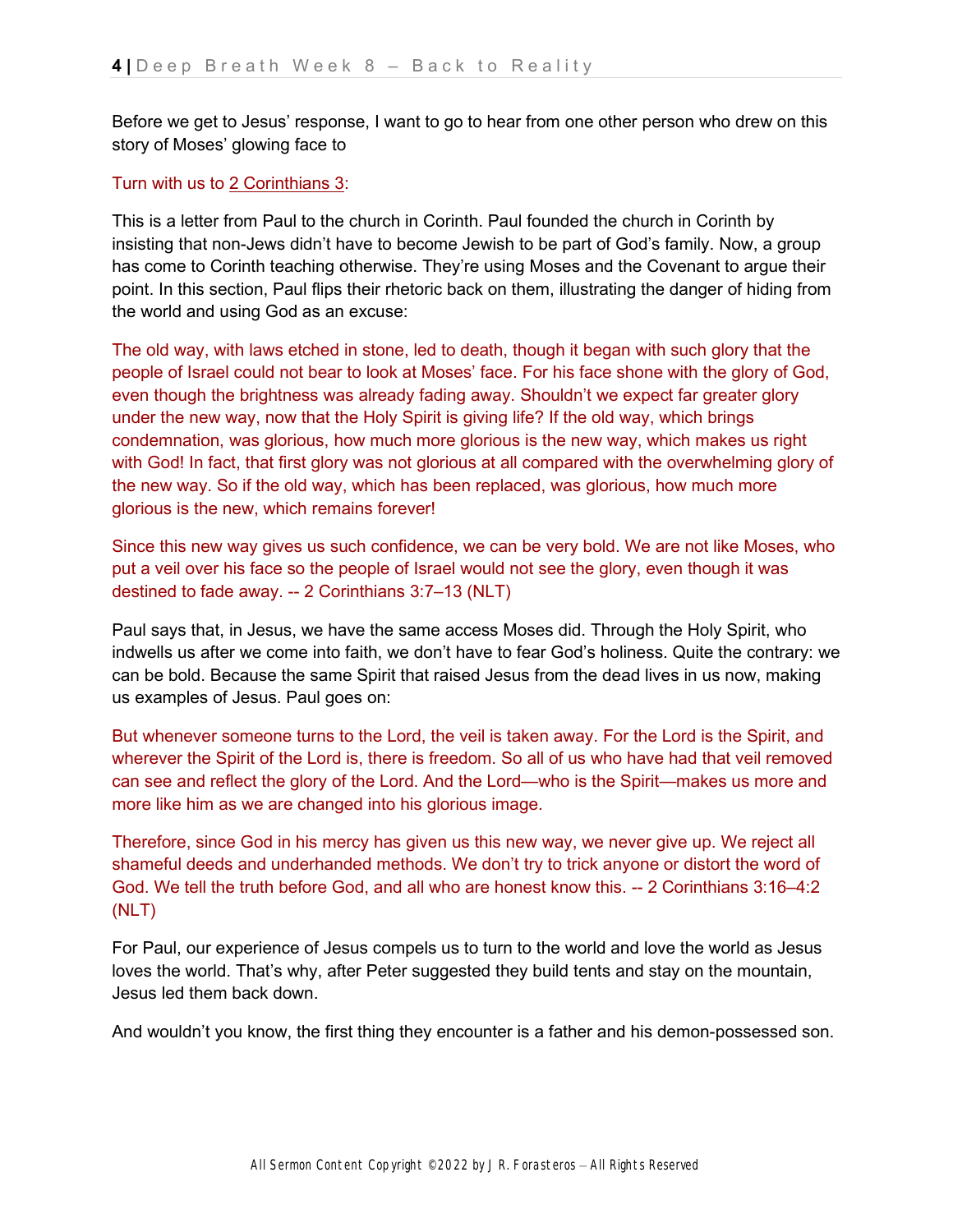Before we get to Jesus' response, I want to go to hear from one other person who drew on this story of Moses' glowing face to

Turn with us to 2 Corinthians 3:

This is a letter from Paul to the church in Corinth. Paul founded the church in Corinth by insisting that non-Jews didn't have to become Jewish to be part of God's family. Now, a group has come to Corinth teaching otherwise. They're using Moses and the Covenant to argue their point. In this section, Paul flips their rhetoric back on them, illustrating the danger of hiding from the world and using God as an excuse:

The old way, with laws etched in stone, led to death, though it began with such glory that the people of Israel could not bear to look at Moses' face. For his face shone with the glory of God, even though the brightness was already fading away. Shouldn't we expect far greater glory under the new way, now that the Holy Spirit is giving life? If the old way, which brings condemnation, was glorious, how much more glorious is the new way, which makes us right with God! In fact, that first glory was not glorious at all compared with the overwhelming glory of the new way. So if the old way, which has been replaced, was glorious, how much more glorious is the new, which remains forever!

Since this new way gives us such confidence, we can be very bold. We are not like Moses, who put a veil over his face so the people of Israel would not see the glory, even though it was destined to fade away. -- 2 Corinthians 3:7–13 (NLT)

Paul says that, in Jesus, we have the same access Moses did. Through the Holy Spirit, who indwells us after we come into faith, we don't have to fear God's holiness. Quite the contrary: we can be bold. Because the same Spirit that raised Jesus from the dead lives in us now, making us examples of Jesus. Paul goes on:

But whenever someone turns to the Lord, the veil is taken away. For the Lord is the Spirit, and wherever the Spirit of the Lord is, there is freedom. So all of us who have had that veil removed can see and reflect the glory of the Lord. And the Lord—who is the Spirit—makes us more and more like him as we are changed into his glorious image.

Therefore, since God in his mercy has given us this new way, we never give up. We reject all shameful deeds and underhanded methods. We don't try to trick anyone or distort the word of God. We tell the truth before God, and all who are honest know this. -- 2 Corinthians 3:16–4:2 (NLT)

For Paul, our experience of Jesus compels us to turn to the world and love the world as Jesus loves the world. That's why, after Peter suggested they build tents and stay on the mountain, Jesus led them back down.

And wouldn't you know, the first thing they encounter is a father and his demon-possessed son.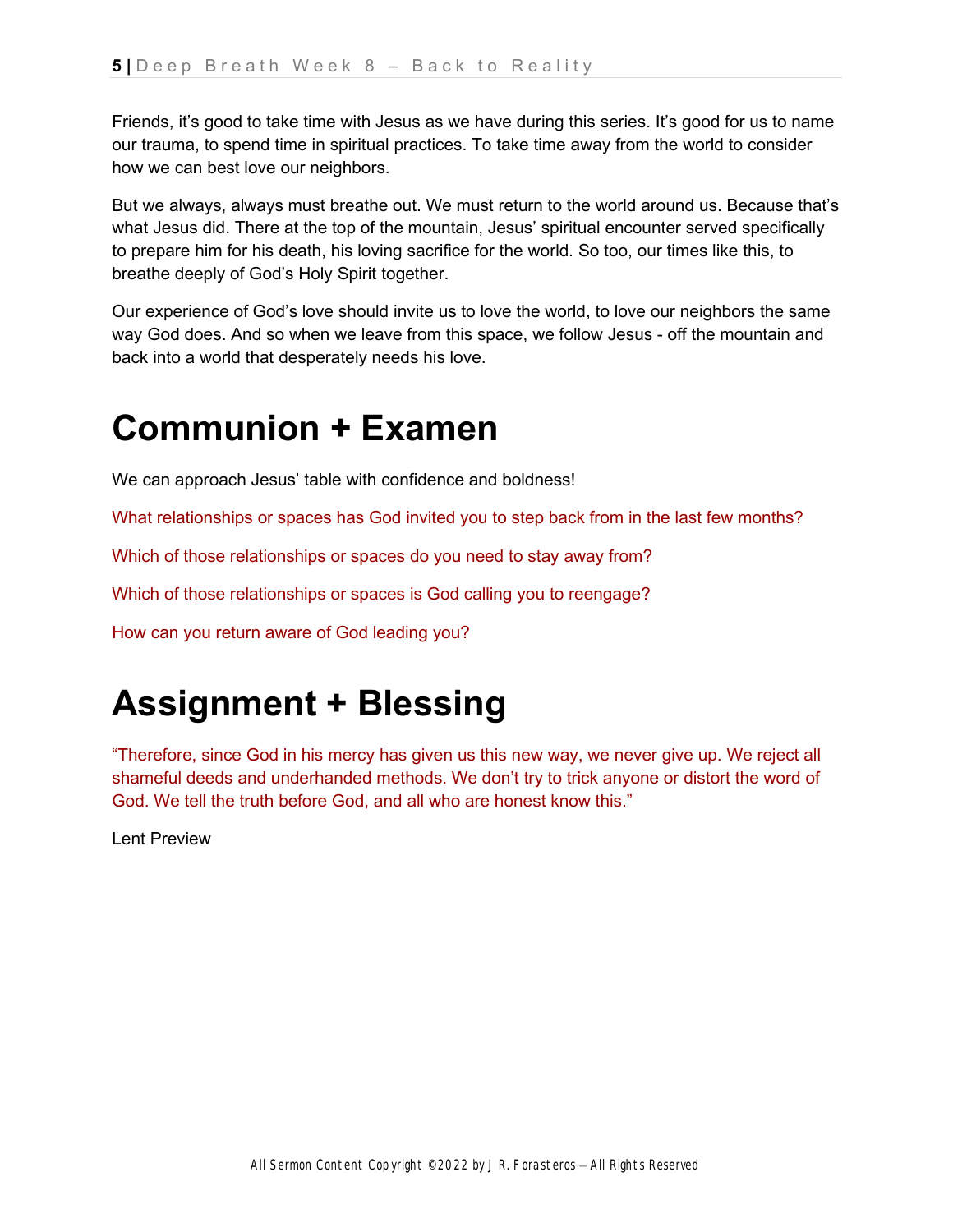Friends, it's good to take time with Jesus as we have during this series. It's good for us to name our trauma, to spend time in spiritual practices. To take time away from the world to consider how we can best love our neighbors.

But we always, always must breathe out. We must return to the world around us. Because that's what Jesus did. There at the top of the mountain, Jesus' spiritual encounter served specifically to prepare him for his death, his loving sacrifice for the world. So too, our times like this, to breathe deeply of God's Holy Spirit together.

Our experience of God's love should invite us to love the world, to love our neighbors the same way God does. And so when we leave from this space, we follow Jesus - off the mountain and back into a world that desperately needs his love.

# Communion + Examen

We can approach Jesus' table with confidence and boldness!

What relationships or spaces has God invited you to step back from in the last few months?

Which of those relationships or spaces do you need to stay away from?

Which of those relationships or spaces is God calling you to reengage?

How can you return aware of God leading you?

# Assignment + Blessing

"Therefore, since God in his mercy has given us this new way, we never give up. We reject all shameful deeds and underhanded methods. We don't try to trick anyone or distort the word of God. We tell the truth before God, and all who are honest know this."

Lent Preview

All Sermon Content Copyright ©2022 by J R. Forasteros – All Rights Reserved